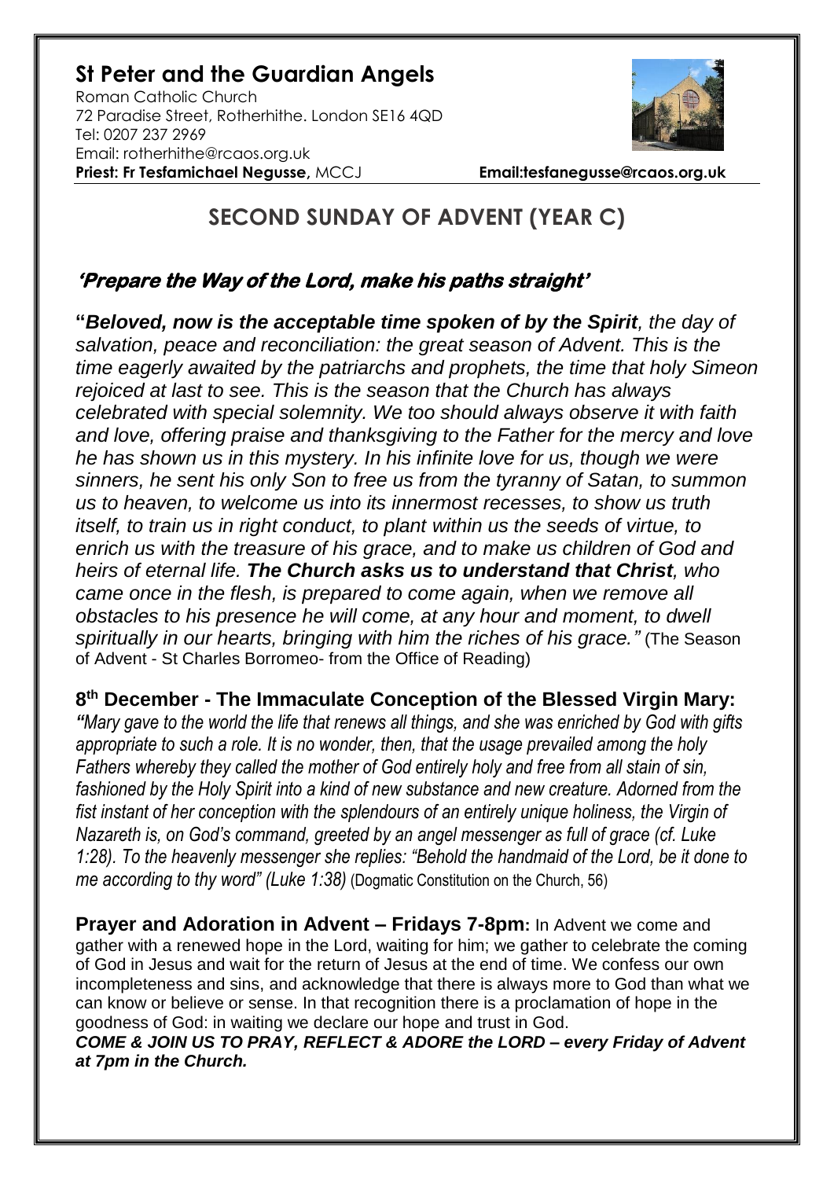# St Peter and the Guardian Angels

Roman Catholic Church
72 Paradise Street, Rotherhithe. London SE16 4QD
Tel: 0207 237 2969
Email: rotherhithe@rcaos.org.uk
**Priest: Fr Tesfamichael Negusse,** MCCJ **Email:tesfanegusse@rcaos.org.uk**

## SECOND SUNDAY OF ADVENT (YEAR C)

### *'Prepare the Way of the Lord, make his paths straight'*

**"*Beloved, now is the acceptable time spoken of by the Spirit*,** *the day of salvation, peace and reconciliation: the great season of Advent. This is the time eagerly awaited by the patriarchs and prophets, the time that holy Simeon rejoiced at last to see. This is the season that the Church has always celebrated with special solemnity. We too should always observe it with faith and love, offering praise and thanksgiving to the Father for the mercy and love he has shown us in this mystery. In his infinite love for us, though we were sinners, he sent his only Son to free us from the tyranny of Satan, to summon us to heaven, to welcome us into its innermost recesses, to show us truth itself, to train us in right conduct, to plant within us the seeds of virtue, to enrich us with the treasure of his grace, and to make us children of God and heirs of eternal life.* ***The Church asks us to understand that Christ****, who came once in the flesh, is prepared to come again, when we remove all obstacles to his presence he will come, at any hour and moment, to dwell spiritually in our hearts, bringing with him the riches of his grace."* (The Season of Advent - St Charles Borromeo- from the Office of Reading)

**8th December - The Immaculate Conception of the Blessed Virgin Mary:** *"Mary gave to the world the life that renews all things, and she was enriched by God with gifts appropriate to such a role. It is no wonder, then, that the usage prevailed among the holy Fathers whereby they called the mother of God entirely holy and free from all stain of sin, fashioned by the Holy Spirit into a kind of new substance and new creature. Adorned from the fist instant of her conception with the splendours of an entirely unique holiness, the Virgin of Nazareth is, on God's command, greeted by an angel messenger as full of grace (cf. Luke 1:28). To the heavenly messenger she replies: "Behold the handmaid of the Lord, be it done to me according to thy word" (Luke 1:38)* (Dogmatic Constitution on the Church, 56)

**Prayer and Adoration in Advent – Fridays 7-8pm:** In Advent we come and gather with a renewed hope in the Lord, waiting for him; we gather to celebrate the coming of God in Jesus and wait for the return of Jesus at the end of time. We confess our own incompleteness and sins, and acknowledge that there is always more to God than what we can know or believe or sense. In that recognition there is a proclamation of hope in the goodness of God: in waiting we declare our hope and trust in God.
***COME & JOIN US TO PRAY, REFLECT & ADORE the LORD – every Friday of Advent at 7pm in the Church.***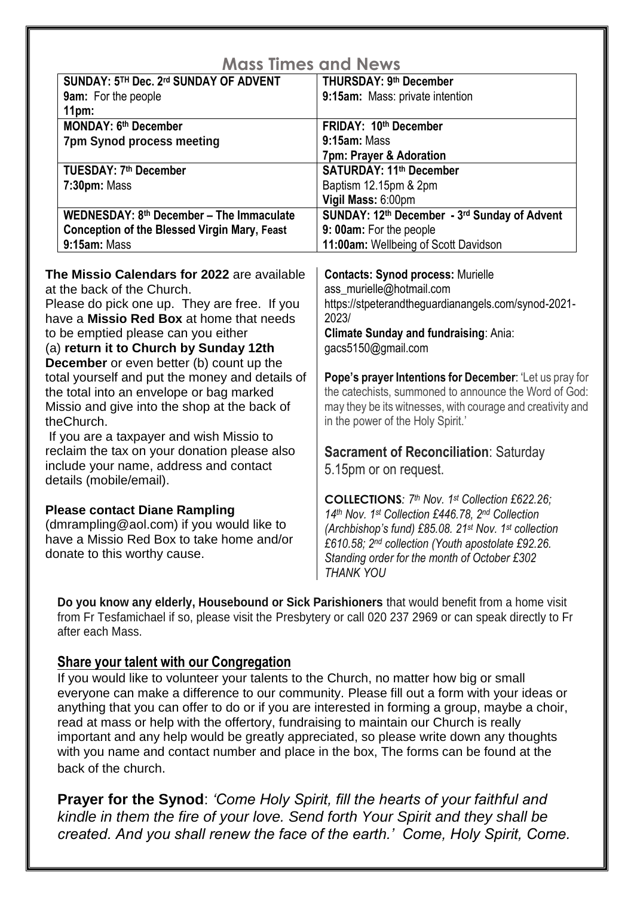# Mass Times and News

| | |
|---|---|
| **SUNDAY: 5TH Dec. 2rd SUNDAY OF ADVENT**<br>**9am:** For the people<br>**11pm:** | **THURSDAY: 9th December**<br>**9:15am:** Mass: private intention |
| **MONDAY: 6th December**<br>**7pm Synod process meeting** | **FRIDAY: 10th December**<br>**9:15am:** Mass<br>**7pm: Prayer & Adoration** |
| **TUESDAY: 7th December**<br>**7:30pm:** Mass | **SATURDAY: 11th December**<br>Baptism 12.15pm & 2pm<br>**Vigil Mass:** 6:00pm |
| **WEDNESDAY: 8th December – The Immaculate Conception of the Blessed Virgin Mary, Feast**<br>**9:15am:** Mass | **SUNDAY: 12th December - 3rd Sunday of Advent**<br>**9: 00am:** For the people<br>**11:00am:** Wellbeing of Scott Davidson |

**The Missio Calendars for 2022** are available at the back of the Church.
Please do pick one up. They are free. If you have a **Missio Red Box** at home that needs to be emptied please can you either
(a) **return it to Church by Sunday 12th December** or even better (b) count up the total yourself and put the money and details of the total into an envelope or bag marked Missio and give into the shop at the back of theChurch.
If you are a taxpayer and wish Missio to reclaim the tax on your donation please also include your name, address and contact details (mobile/email).

**Please contact Diane Rampling** (dmrampling@aol.com) if you would like to have a Missio Red Box to take home and/or donate to this worthy cause.

**Contacts: Synod process:** Murielle
ass_murielle@hotmail.com
https://stpeterandtheguardianangels.com/synod-2021-2023/
**Climate Sunday and fundraising**: Ania: gacs5150@gmail.com

**Pope's prayer Intentions for December**: 'Let us pray for the catechists, summoned to announce the Word of God: may they be its witnesses, with courage and creativity and in the power of the Holy Spirit.'

**Sacrament of Reconciliation**: Saturday 5.15pm or on request.

**COLLECTIONS***: 7th Nov. 1st Collection £622.26; 14th Nov. 1st Collection £446.78, 2nd Collection (Archbishop's fund) £85.08. 21st Nov. 1st collection £610.58; 2nd collection (Youth apostolate £92.26. Standing order for the month of October £302 THANK YOU*

**Do you know any elderly, Housebound or Sick Parishioners** that would benefit from a home visit from Fr Tesfamichael if so, please visit the Presbytery or call 020 237 2969 or can speak directly to Fr after each Mass.

## Share your talent with our Congregation

If you would like to volunteer your talents to the Church, no matter how big or small everyone can make a difference to our community. Please fill out a form with your ideas or anything that you can offer to do or if you are interested in forming a group, maybe a choir, read at mass or help with the offertory, fundraising to maintain our Church is really important and any help would be greatly appreciated, so please write down any thoughts with you name and contact number and place in the box, The forms can be found at the back of the church.

**Prayer for the Synod**: *'Come Holy Spirit, fill the hearts of your faithful and kindle in them the fire of your love. Send forth Your Spirit and they shall be created. And you shall renew the face of the earth.' Come, Holy Spirit, Come.*